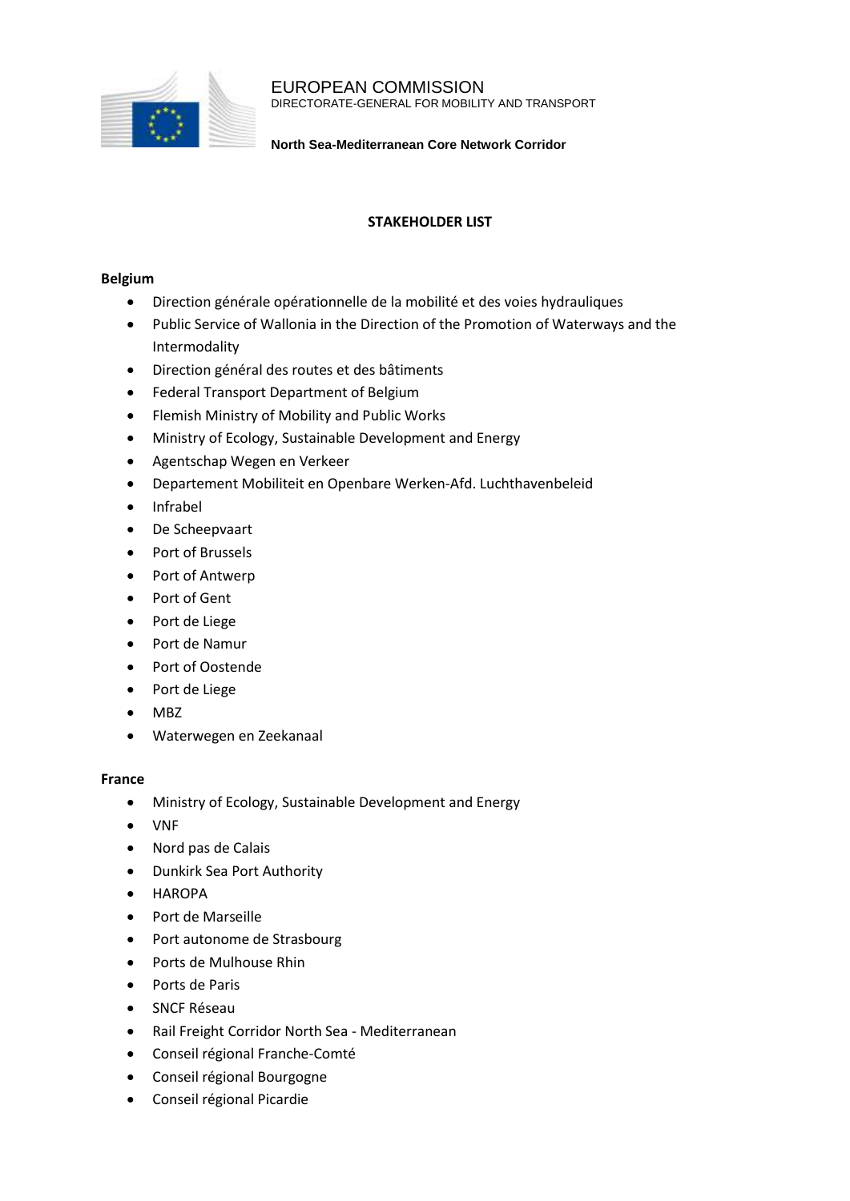EUROPEAN COMMISSION
DIRECTORATE-GENERAL FOR MOBILITY AND TRANSPORT

**North Sea-Mediterranean Core Network Corridor**

**STAKEHOLDER LIST**

**Belgium**

- Direction générale opérationnelle de la mobilité et des voies hydrauliques
- Public Service of Wallonia in the Direction of the Promotion of Waterways and the Intermodality
- Direction général des routes et des bâtiments
- Federal Transport Department of Belgium
- Flemish Ministry of Mobility and Public Works
- Ministry of Ecology, Sustainable Development and Energy
- Agentschap Wegen en Verkeer
- Departement Mobiliteit en Openbare Werken-Afd. Luchthavenbeleid
- Infrabel
- De Scheepvaart
- Port of Brussels
- Port of Antwerp
- Port of Gent
- Port de Liege
- Port de Namur
- Port of Oostende
- Port de Liege
- MBZ
- Waterwegen en Zeekanaal

**France**

- Ministry of Ecology, Sustainable Development and Energy
- VNF
- Nord pas de Calais
- Dunkirk Sea Port Authority
- HAROPA
- Port de Marseille
- Port autonome de Strasbourg
- Ports de Mulhouse Rhin
- Ports de Paris
- SNCF Réseau
- Rail Freight Corridor North Sea - Mediterranean
- Conseil régional Franche-Comté
- Conseil régional Bourgogne
- Conseil régional Picardie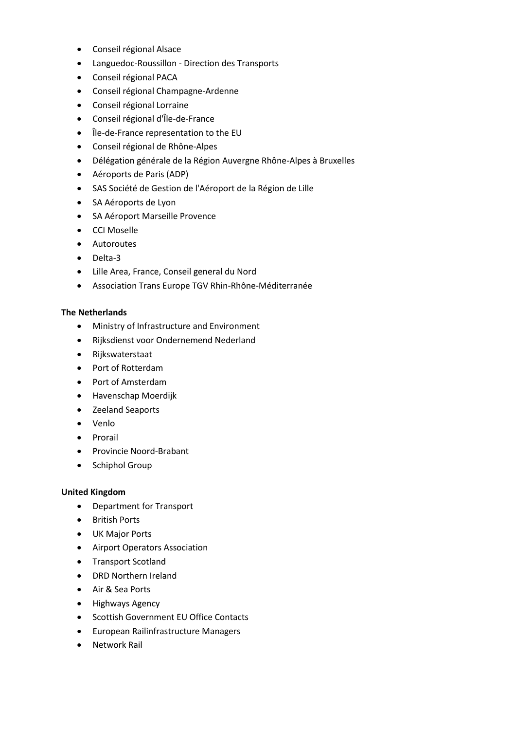- Conseil régional Alsace
- Languedoc-Roussillon - Direction des Transports
- Conseil régional PACA
- Conseil régional Champagne-Ardenne
- Conseil régional Lorraine
- Conseil régional d'Île-de-France
- Île-de-France representation to the EU
- Conseil régional de Rhône-Alpes
- Délégation générale de la Région Auvergne Rhône-Alpes à Bruxelles
- Aéroports de Paris (ADP)
- SAS Société de Gestion de l'Aéroport de la Région de Lille
- SA Aéroports de Lyon
- SA Aéroport Marseille Provence
- CCI Moselle
- Autoroutes
- Delta-3
- Lille Area, France, Conseil general du Nord
- Association Trans Europe TGV Rhin-Rhône-Méditerranée

**The Netherlands**

- Ministry of Infrastructure and Environment
- Rijksdienst voor Ondernemend Nederland
- Rijkswaterstaat
- Port of Rotterdam
- Port of Amsterdam
- Havenschap Moerdijk
- Zeeland Seaports
- Venlo
- Prorail
- Provincie Noord-Brabant
- Schiphol Group

**United Kingdom**

- Department for Transport
- British Ports
- UK Major Ports
- Airport Operators Association
- Transport Scotland
- DRD Northern Ireland
- Air & Sea Ports
- Highways Agency
- Scottish Government EU Office Contacts
- European Railinfrastructure Managers
- Network Rail